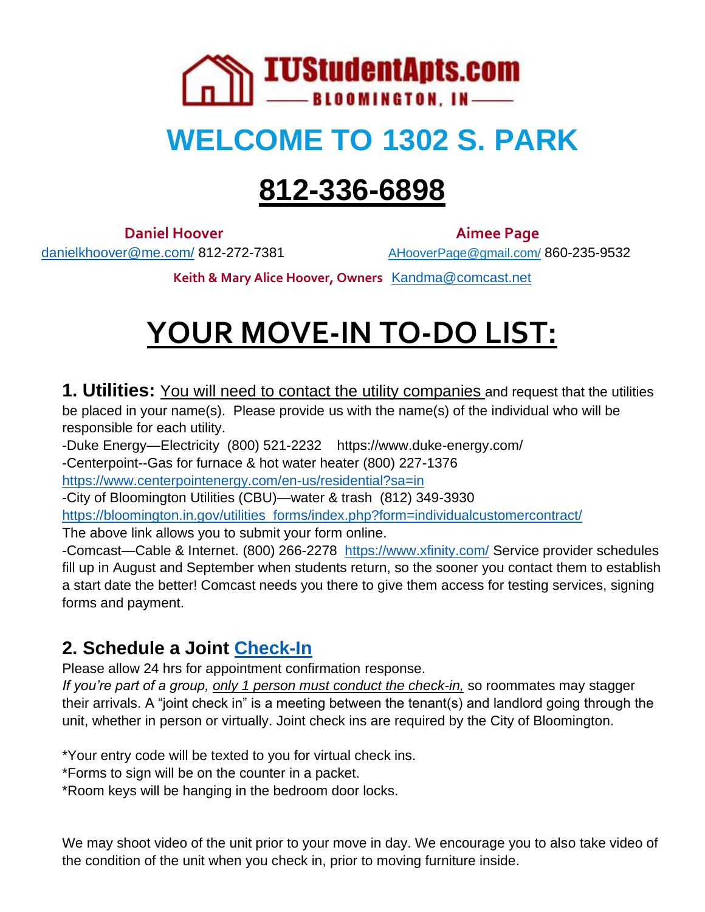**IUStudentApts.com**
**BLOOMINGTON, IN**

# WELCOME TO 1302 S. PARK

# 812-336-6898

**Daniel Hoover**
danielkhoover@me.com/ 812-272-7381

**Aimee Page**
AHooverPage@gmail.com/ 860-235-9532

**Keith & Mary Alice Hoover, Owners** Kandma@comcast.net

# YOUR MOVE-IN TO-DO LIST:

**1. Utilities:** You will need to contact the utility companies and request that the utilities be placed in your name(s). Please provide us with the name(s) of the individual who will be responsible for each utility.

-Duke Energy—Electricity (800) 521-2232 https://www.duke-energy.com/
-Centerpoint--Gas for furnace & hot water heater (800) 227-1376
https://www.centerpointenergy.com/en-us/residential?sa=in
-City of Bloomington Utilities (CBU)—water & trash (812) 349-3930
https://bloomington.in.gov/utilities_forms/index.php?form=individualcustomercontract/
The above link allows you to submit your form online.
-Comcast—Cable & Internet. (800) 266-2278 https://www.xfinity.com/ Service provider schedules fill up in August and September when students return, so the sooner you contact them to establish a start date the better! Comcast needs you there to give them access for testing services, signing forms and payment.

## 2. Schedule a Joint Check-In

Please allow 24 hrs for appointment confirmation response.
*If you're part of a group, only 1 person must conduct the check-in,* so roommates may stagger their arrivals. A "joint check in" is a meeting between the tenant(s) and landlord going through the unit, whether in person or virtually. Joint check ins are required by the City of Bloomington.

*Your entry code will be texted to you for virtual check ins.
*Forms to sign will be on the counter in a packet.
*Room keys will be hanging in the bedroom door locks.

We may shoot video of the unit prior to your move in day. We encourage you to also take video of the condition of the unit when you check in, prior to moving furniture inside.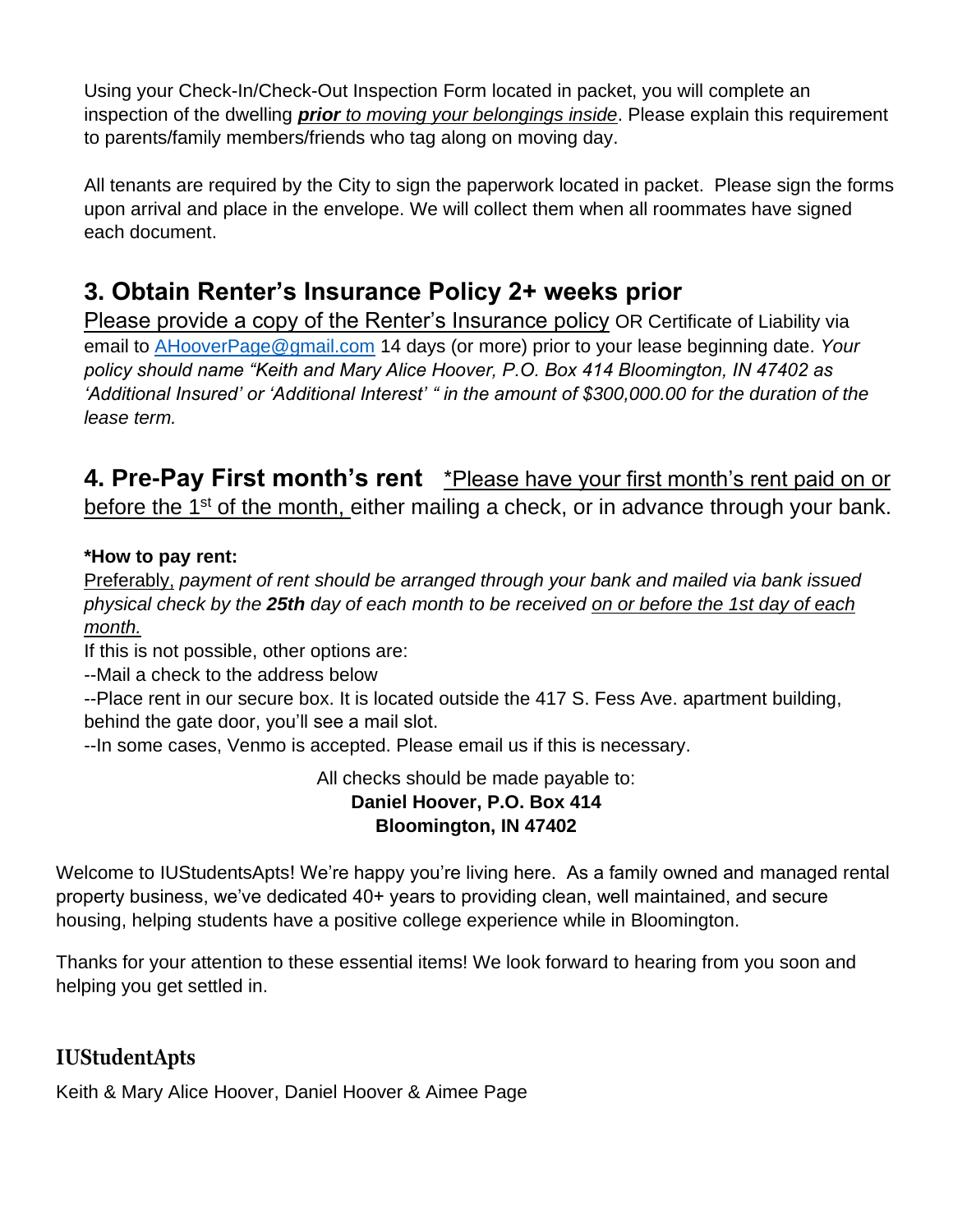Using your Check-In/Check-Out Inspection Form located in packet, you will complete an inspection of the dwelling ***prior** to moving your belongings inside*. Please explain this requirement to parents/family members/friends who tag along on moving day.

All tenants are required by the City to sign the paperwork located in packet. Please sign the forms upon arrival and place in the envelope. We will collect them when all roommates have signed each document.

## 3. Obtain Renter's Insurance Policy 2+ weeks prior

Please provide a copy of the Renter's Insurance policy OR Certificate of Liability via email to AHooverPage@gmail.com 14 days (or more) prior to your lease beginning date. *Your policy should name "Keith and Mary Alice Hoover, P.O. Box 414 Bloomington, IN 47402 as 'Additional Insured' or 'Additional Interest' " in the amount of $300,000.00 for the duration of the lease term.*

## 4. Pre-Pay First month's rent

*Please have your first month's rent paid on or before the 1st of the month, either mailing a check, or in advance through your bank.

**\*How to pay rent:**

Preferably, *payment of rent should be arranged through your bank and mailed via bank issued physical check by the **25th** day of each month to be received on or before the 1st day of each month.*

If this is not possible, other options are:

--Mail a check to the address below

--Place rent in our secure box. It is located outside the 417 S. Fess Ave. apartment building, behind the gate door, you'll see a mail slot.

--In some cases, Venmo is accepted. Please email us if this is necessary.

All checks should be made payable to:
**Daniel Hoover, P.O. Box 414**
**Bloomington, IN 47402**

Welcome to IUStudentsApts! We're happy you're living here. As a family owned and managed rental property business, we've dedicated 40+ years to providing clean, well maintained, and secure housing, helping students have a positive college experience while in Bloomington.

Thanks for your attention to these essential items! We look forward to hearing from you soon and helping you get settled in.

### IUStudentApts

Keith & Mary Alice Hoover, Daniel Hoover & Aimee Page